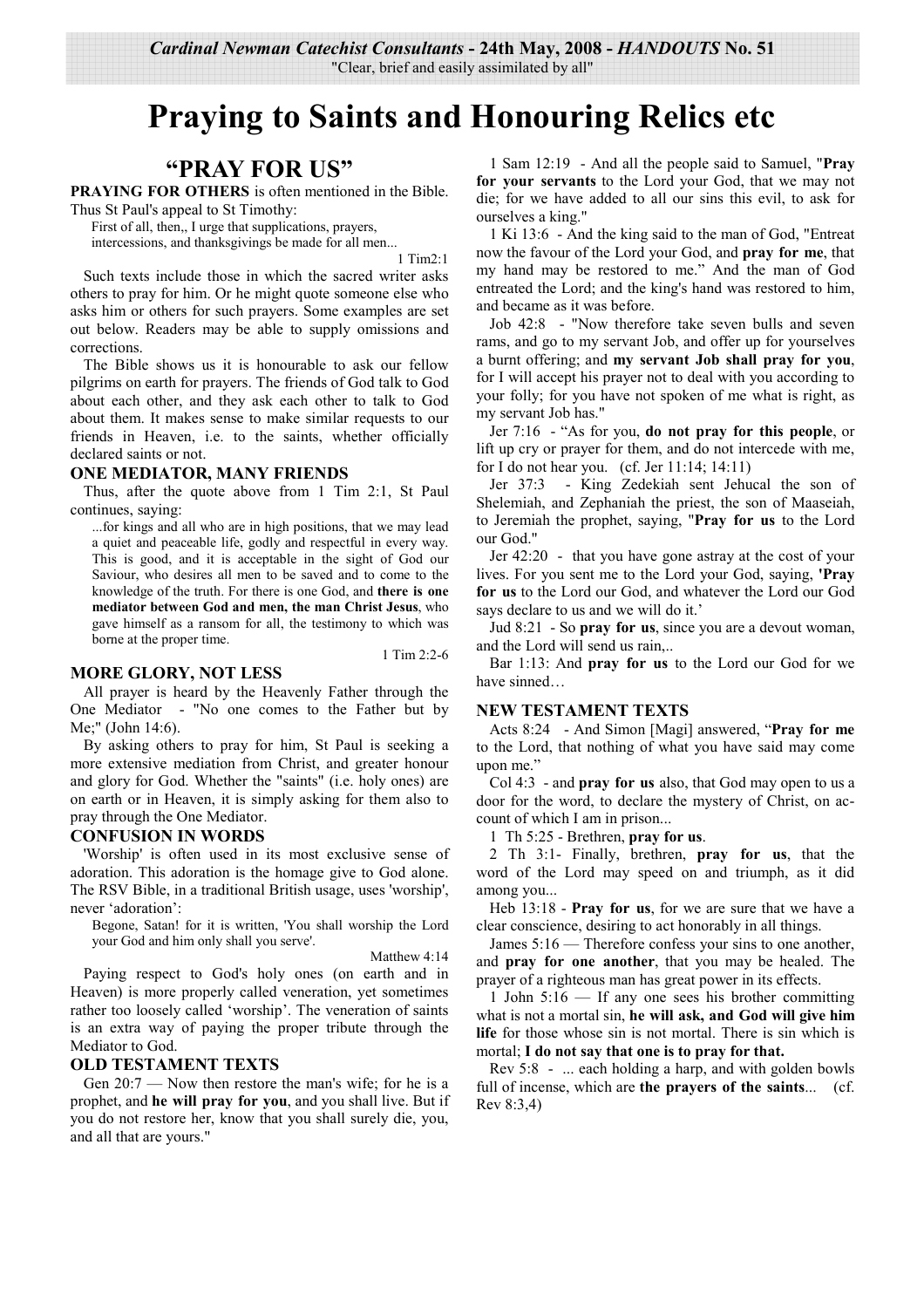*Cardinal Newman Catechist Consultants* - **24th May, 2008** - ***HANDOUTS* No. 51**

"Clear, brief and easily assimilated by all"

# Praying to Saints and Honouring Relics etc

## "PRAY FOR US"

**PRAYING FOR OTHERS** is often mentioned in the Bible. Thus St Paul's appeal to St Timothy:

> First of all, then,, I urge that supplications, prayers, intercessions, and thanksgivings be made for all men...
>
> 1 Tim2:1

Such texts include those in which the sacred writer asks others to pray for him. Or he might quote someone else who asks him or others for such prayers. Some examples are set out below. Readers may be able to supply omissions and corrections.

The Bible shows us it is honourable to ask our fellow pilgrims on earth for prayers. The friends of God talk to God about each other, and they ask each other to talk to God about them. It makes sense to make similar requests to our friends in Heaven, i.e. to the saints, whether officially declared saints or not.

### ONE MEDIATOR, MANY FRIENDS

Thus, after the quote above from 1 Tim 2:1, St Paul continues, saying:

> ...for kings and all who are in high positions, that we may lead a quiet and peaceable life, godly and respectful in every way. This is good, and it is acceptable in the sight of God our Saviour, who desires all men to be saved and to come to the knowledge of the truth. For there is one God, and **there is one mediator between God and men, the man Christ Jesus**, who gave himself as a ransom for all, the testimony to which was borne at the proper time.
>
> 1 Tim 2:2-6

### MORE GLORY, NOT LESS

All prayer is heard by the Heavenly Father through the One Mediator - "No one comes to the Father but by Me;" (John 14:6).

By asking others to pray for him, St Paul is seeking a more extensive mediation from Christ, and greater honour and glory for God. Whether the "saints" (i.e. holy ones) are on earth or in Heaven, it is simply asking for them also to pray through the One Mediator.

### CONFUSION IN WORDS

'Worship' is often used in its most exclusive sense of adoration. This adoration is the homage give to God alone. The RSV Bible, in a traditional British usage, uses 'worship', never 'adoration':

> Begone, Satan! for it is written, 'You shall worship the Lord your God and him only shall you serve'.
>
> Matthew 4:14

Paying respect to God's holy ones (on earth and in Heaven) is more properly called veneration, yet sometimes rather too loosely called 'worship'. The veneration of saints is an extra way of paying the proper tribute through the Mediator to God.

### OLD TESTAMENT TEXTS

Gen 20:7 — Now then restore the man's wife; for he is a prophet, and **he will pray for you**, and you shall live. But if you do not restore her, know that you shall surely die, you, and all that are yours."

1 Sam 12:19 - And all the people said to Samuel, "**Pray for your servants** to the Lord your God, that we may not die; for we have added to all our sins this evil, to ask for ourselves a king."

1 Ki 13:6 - And the king said to the man of God, "Entreat now the favour of the Lord your God, and **pray for me**, that my hand may be restored to me." And the man of God entreated the Lord; and the king's hand was restored to him, and became as it was before.

Job 42:8 - "Now therefore take seven bulls and seven rams, and go to my servant Job, and offer up for yourselves a burnt offering; and **my servant Job shall pray for you**, for I will accept his prayer not to deal with you according to your folly; for you have not spoken of me what is right, as my servant Job has."

Jer 7:16 - "As for you, **do not pray for this people**, or lift up cry or prayer for them, and do not intercede with me, for I do not hear you. (cf. Jer 11:14; 14:11)

Jer 37:3 - King Zedekiah sent Jehucal the son of Shelemiah, and Zephaniah the priest, the son of Maaseiah, to Jeremiah the prophet, saying, "**Pray for us** to the Lord our God."

Jer 42:20 - that you have gone astray at the cost of your lives. For you sent me to the Lord your God, saying, **'Pray for us** to the Lord our God, and whatever the Lord our God says declare to us and we will do it.'

Jud 8:21 - So **pray for us**, since you are a devout woman, and the Lord will send us rain,..

Bar 1:13: And **pray for us** to the Lord our God for we have sinned…

### NEW TESTAMENT TEXTS

Acts 8:24 - And Simon [Magi] answered, "**Pray for me** to the Lord, that nothing of what you have said may come upon me."

Col 4:3 - and **pray for us** also, that God may open to us a door for the word, to declare the mystery of Christ, on account of which I am in prison...

1 Th 5:25 - Brethren, **pray for us**.

2 Th 3:1- Finally, brethren, **pray for us**, that the word of the Lord may speed on and triumph, as it did among you...

Heb 13:18 - **Pray for us**, for we are sure that we have a clear conscience, desiring to act honorably in all things.

James 5:16 — Therefore confess your sins to one another, and **pray for one another**, that you may be healed. The prayer of a righteous man has great power in its effects.

1 John 5:16 — If any one sees his brother committing what is not a mortal sin, **he will ask, and God will give him life** for those whose sin is not mortal. There is sin which is mortal; **I do not say that one is to pray for that.**

Rev 5:8 - ... each holding a harp, and with golden bowls full of incense, which are **the prayers of the saints**... (cf. Rev 8:3,4)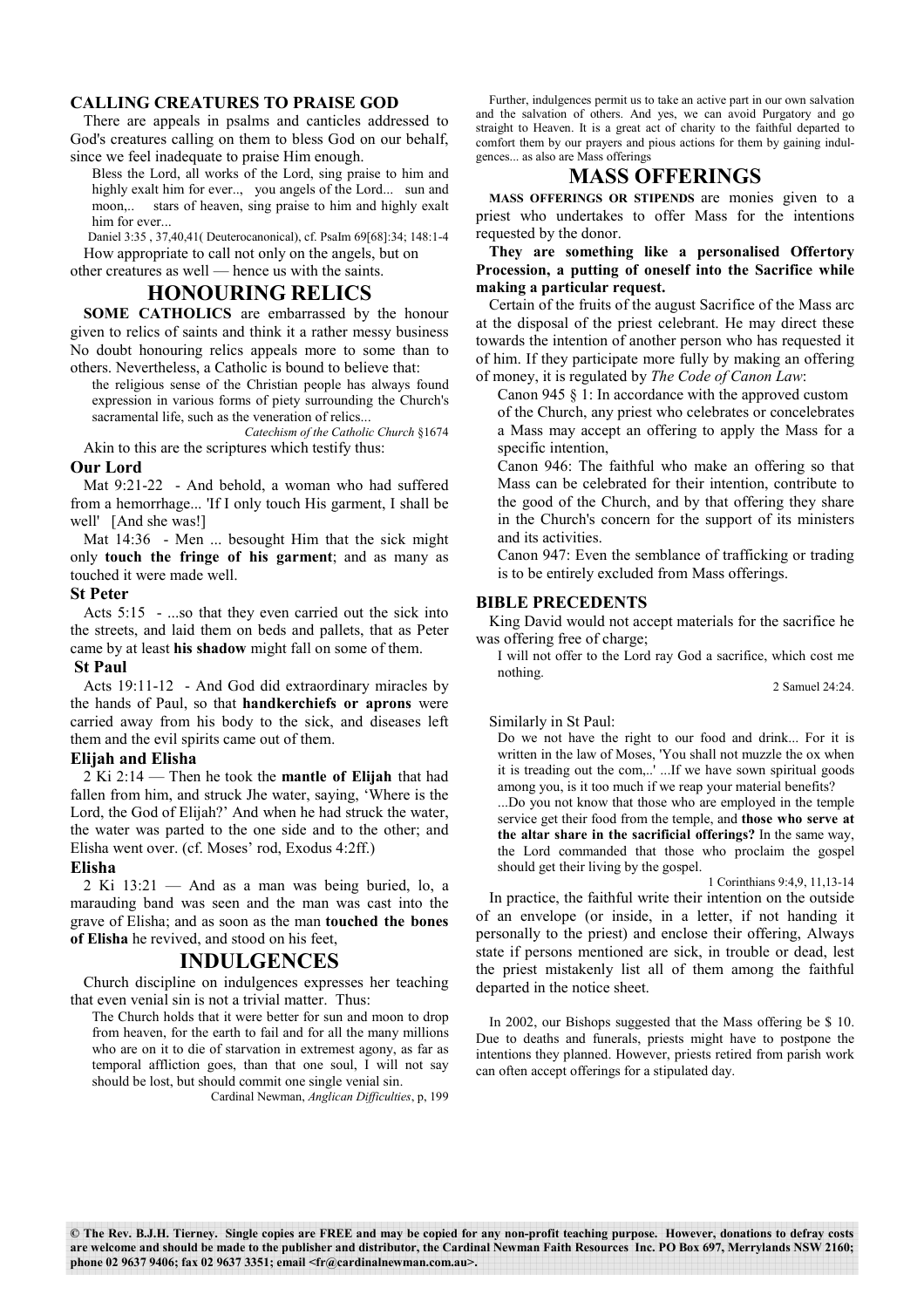### CALLING CREATURES TO PRAISE GOD

There are appeals in psalms and canticles addressed to God's creatures calling on them to bless God on our behalf, since we feel inadequate to praise Him enough.

> Bless the Lord, all works of the Lord, sing praise to him and highly exalt him for ever.., you angels of the Lord... sun and moon,.. stars of heaven, sing praise to him and highly exalt him for ever...
>
> Daniel 3:35 , 37,40,41( Deuterocanonical), cf. Psalm 69[68]:34; 148:1-4

How appropriate to call not only on the angels, but on other creatures as well — hence us with the saints.

## HONOURING RELICS

**SOME CATHOLICS** are embarrassed by the honour given to relics of saints and think it a rather messy business No doubt honouring relics appeals more to some than to others. Nevertheless, a Catholic is bound to believe that:

> the religious sense of the Christian people has always found expression in various forms of piety surrounding the Church's sacramental life, such as the veneration of relics...
>
> *Catechism of the Catholic Church* §1674

Akin to this are the scriptures which testify thus:

### Our Lord

Mat 9:21-22 - And behold, a woman who had suffered from a hemorrhage... 'If I only touch His garment, I shall be well' [And she was!]

Mat 14:36 - Men ... besought Him that the sick might only **touch the fringe of his garment**; and as many as touched it were made well.

### St Peter

Acts 5:15 - ...so that they even carried out the sick into the streets, and laid them on beds and pallets, that as Peter came by at least **his shadow** might fall on some of them.

### St Paul

Acts 19:11-12 - And God did extraordinary miracles by the hands of Paul, so that **handkerchiefs or aprons** were carried away from his body to the sick, and diseases left them and the evil spirits came out of them.

### Elijah and Elisha

2 Ki 2:14 — Then he took the **mantle of Elijah** that had fallen from him, and struck Jhe water, saying, 'Where is the Lord, the God of Elijah?' And when he had struck the water, the water was parted to the one side and to the other; and Elisha went over. (cf. Moses' rod, Exodus 4:2ff.)

### Elisha

2 Ki 13:21 — And as a man was being buried, lo, a marauding band was seen and the man was cast into the grave of Elisha; and as soon as the man **touched the bones of Elisha** he revived, and stood on his feet,

## INDULGENCES

Church discipline on indulgences expresses her teaching that even venial sin is not a trivial matter. Thus:

> The Church holds that it were better for sun and moon to drop from heaven, for the earth to fail and for all the many millions who are on it to die of starvation in extremest agony, as far as temporal affliction goes, than that one soul, I will not say should be lost, but should commit one single venial sin.
>
> Cardinal Newman, *Anglican Difficulties*, p, 199

Further, indulgences permit us to take an active part in our own salvation and the salvation of others. And yes, we can avoid Purgatory and go straight to Heaven. It is a great act of charity to the faithful departed to comfort them by our prayers and pious actions for them by gaining indulgences... as also are Mass offerings

## MASS OFFERINGS

**MASS OFFERINGS OR STIPENDS** are monies given to a priest who undertakes to offer Mass for the intentions requested by the donor.

**They are something like a personalised Offertory Procession, a putting of oneself into the Sacrifice while making a particular request.**

Certain of the fruits of the august Sacrifice of the Mass arc at the disposal of the priest celebrant. He may direct these towards the intention of another person who has requested it of him. If they participate more fully by making an offering of money, it is regulated by *The Code of Canon Law*:

> Canon 945 § 1: In accordance with the approved custom of the Church, any priest who celebrates or concelebrates a Mass may accept an offering to apply the Mass for a specific intention,
>
> Canon 946: The faithful who make an offering so that Mass can be celebrated for their intention, contribute to the good of the Church, and by that offering they share in the Church's concern for the support of its ministers and its activities.
>
> Canon 947: Even the semblance of trafficking or trading is to be entirely excluded from Mass offerings.

### BIBLE PRECEDENTS

King David would not accept materials for the sacrifice he was offering free of charge;

> I will not offer to the Lord ray God a sacrifice, which cost me nothing.
>
> 2 Samuel 24:24.

Similarly in St Paul:

> Do we not have the right to our food and drink... For it is written in the law of Moses, 'You shall not muzzle the ox when it is treading out the com,..' ...If we have sown spiritual goods among you, is it too much if we reap your material benefits?
>
> ...Do you not know that those who are employed in the temple service get their food from the temple, and **those who serve at the altar share in the sacrificial offerings?** In the same way, the Lord commanded that those who proclaim the gospel should get their living by the gospel.
>
> 1 Corinthians 9:4,9, 11,13-14

In practice, the faithful write their intention on the outside of an envelope (or inside, in a letter, if not handing it personally to the priest) and enclose their offering, Always state if persons mentioned are sick, in trouble or dead, lest the priest mistakenly list all of them among the faithful departed in the notice sheet.

In 2002, our Bishops suggested that the Mass offering be $ 10. Due to deaths and funerals, priests might have to postpone the intentions they planned. However, priests retired from parish work can often accept offerings for a stipulated day.

**© The Rev. B.J.H. Tierney. Single copies are FREE and may be copied for any non-profit teaching purpose. However, donations to defray costs are welcome and should be made to the publisher and distributor, the Cardinal Newman Faith Resources Inc. PO Box 697, Merrylands NSW 2160; phone 02 9637 9406; fax 02 9637 3351; email <fr@cardinalnewman.com.au>.**